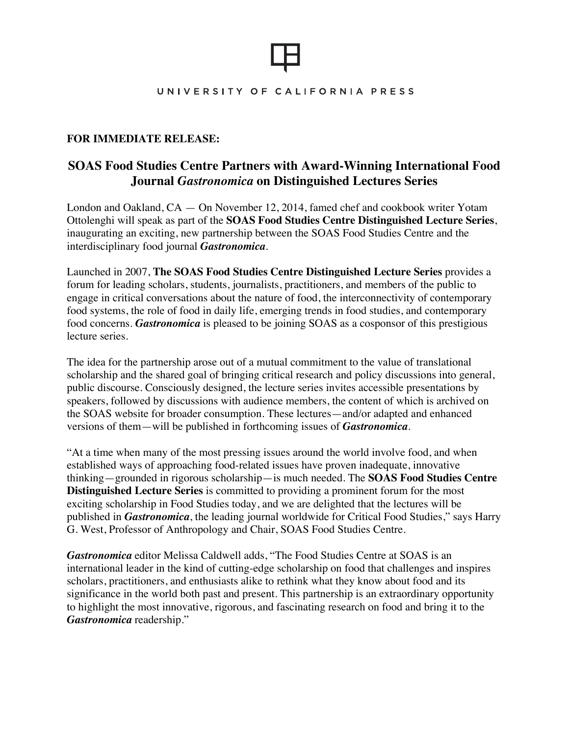UNIVERSITY OF CALIFORNIA PRESS

**FOR IMMEDIATE RELEASE:**

## SOAS Food Studies Centre Partners with Award-Winning International Food Journal *Gastronomica* on Distinguished Lectures Series

London and Oakland, CA — On November 12, 2014, famed chef and cookbook writer Yotam Ottolenghi will speak as part of the **SOAS Food Studies Centre Distinguished Lecture Series**, inaugurating an exciting, new partnership between the SOAS Food Studies Centre and the interdisciplinary food journal ***Gastronomica***.

Launched in 2007, **The SOAS Food Studies Centre Distinguished Lecture Series** provides a forum for leading scholars, students, journalists, practitioners, and members of the public to engage in critical conversations about the nature of food, the interconnectivity of contemporary food systems, the role of food in daily life, emerging trends in food studies, and contemporary food concerns. ***Gastronomica*** is pleased to be joining SOAS as a cosponsor of this prestigious lecture series.

The idea for the partnership arose out of a mutual commitment to the value of translational scholarship and the shared goal of bringing critical research and policy discussions into general, public discourse. Consciously designed, the lecture series invites accessible presentations by speakers, followed by discussions with audience members, the content of which is archived on the SOAS website for broader consumption. These lectures—and/or adapted and enhanced versions of them—will be published in forthcoming issues of ***Gastronomica***.

"At a time when many of the most pressing issues around the world involve food, and when established ways of approaching food-related issues have proven inadequate, innovative thinking—grounded in rigorous scholarship—is much needed. The **SOAS Food Studies Centre Distinguished Lecture Series** is committed to providing a prominent forum for the most exciting scholarship in Food Studies today, and we are delighted that the lectures will be published in ***Gastronomica***, the leading journal worldwide for Critical Food Studies," says Harry G. West, Professor of Anthropology and Chair, SOAS Food Studies Centre.

***Gastronomica*** editor Melissa Caldwell adds, "The Food Studies Centre at SOAS is an international leader in the kind of cutting-edge scholarship on food that challenges and inspires scholars, practitioners, and enthusiasts alike to rethink what they know about food and its significance in the world both past and present. This partnership is an extraordinary opportunity to highlight the most innovative, rigorous, and fascinating research on food and bring it to the ***Gastronomica*** readership."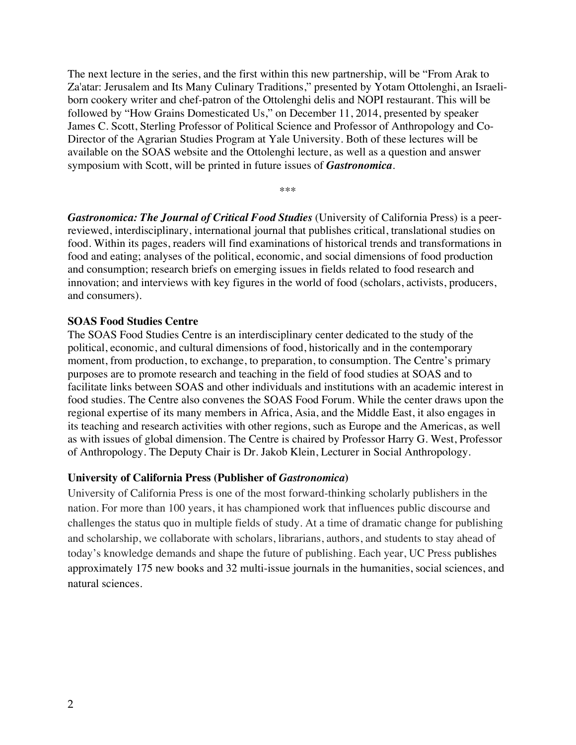The next lecture in the series, and the first within this new partnership, will be "From Arak to Za'atar: Jerusalem and Its Many Culinary Traditions," presented by Yotam Ottolenghi, an Israeli-born cookery writer and chef-patron of the Ottolenghi delis and NOPI restaurant. This will be followed by "How Grains Domesticated Us," on December 11, 2014, presented by speaker James C. Scott, Sterling Professor of Political Science and Professor of Anthropology and Co-Director of the Agrarian Studies Program at Yale University. Both of these lectures will be available on the SOAS website and the Ottolenghi lecture, as well as a question and answer symposium with Scott, will be printed in future issues of ***Gastronomica***.

***

***Gastronomica: The Journal of Critical Food Studies*** (University of California Press) is a peer-reviewed, interdisciplinary, international journal that publishes critical, translational studies on food. Within its pages, readers will find examinations of historical trends and transformations in food and eating; analyses of the political, economic, and social dimensions of food production and consumption; research briefs on emerging issues in fields related to food research and innovation; and interviews with key figures in the world of food (scholars, activists, producers, and consumers).

**SOAS Food Studies Centre**

The SOAS Food Studies Centre is an interdisciplinary center dedicated to the study of the political, economic, and cultural dimensions of food, historically and in the contemporary moment, from production, to exchange, to preparation, to consumption. The Centre's primary purposes are to promote research and teaching in the field of food studies at SOAS and to facilitate links between SOAS and other individuals and institutions with an academic interest in food studies. The Centre also convenes the SOAS Food Forum. While the center draws upon the regional expertise of its many members in Africa, Asia, and the Middle East, it also engages in its teaching and research activities with other regions, such as Europe and the Americas, as well as with issues of global dimension. The Centre is chaired by Professor Harry G. West, Professor of Anthropology. The Deputy Chair is Dr. Jakob Klein, Lecturer in Social Anthropology.

**University of California Press (Publisher of *Gastronomica*)**

University of California Press is one of the most forward-thinking scholarly publishers in the nation. For more than 100 years, it has championed work that influences public discourse and challenges the status quo in multiple fields of study. At a time of dramatic change for publishing and scholarship, we collaborate with scholars, librarians, authors, and students to stay ahead of today's knowledge demands and shape the future of publishing. Each year, UC Press publishes approximately 175 new books and 32 multi-issue journals in the humanities, social sciences, and natural sciences.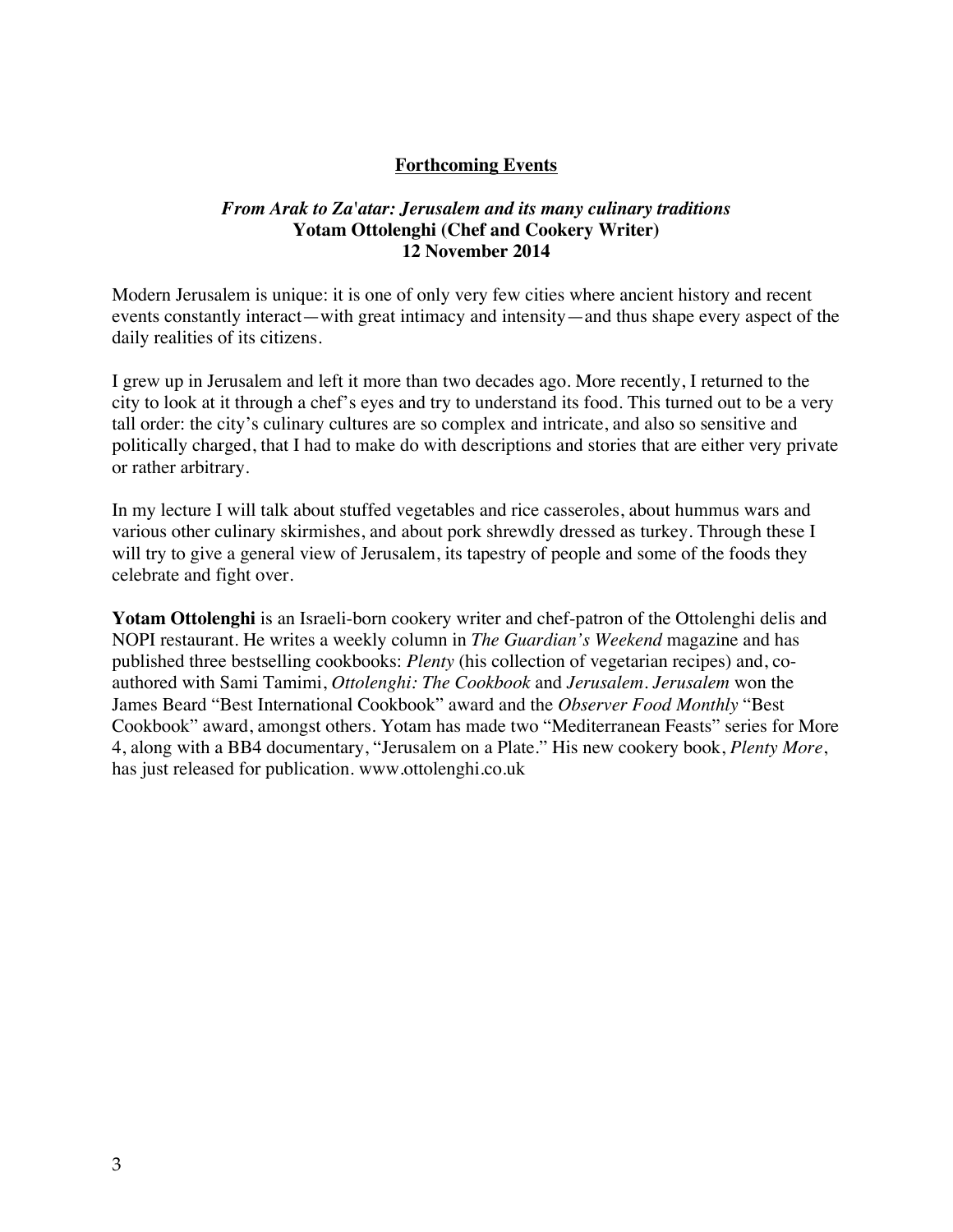## Forthcoming Events

***From Arak to Za'atar: Jerusalem and its many culinary traditions***
**Yotam Ottolenghi (Chef and Cookery Writer)**
**12 November 2014**

Modern Jerusalem is unique: it is one of only very few cities where ancient history and recent events constantly interact—with great intimacy and intensity—and thus shape every aspect of the daily realities of its citizens.

I grew up in Jerusalem and left it more than two decades ago. More recently, I returned to the city to look at it through a chef's eyes and try to understand its food. This turned out to be a very tall order: the city's culinary cultures are so complex and intricate, and also so sensitive and politically charged, that I had to make do with descriptions and stories that are either very private or rather arbitrary.

In my lecture I will talk about stuffed vegetables and rice casseroles, about hummus wars and various other culinary skirmishes, and about pork shrewdly dressed as turkey. Through these I will try to give a general view of Jerusalem, its tapestry of people and some of the foods they celebrate and fight over.

**Yotam Ottolenghi** is an Israeli-born cookery writer and chef-patron of the Ottolenghi delis and NOPI restaurant. He writes a weekly column in *The Guardian's Weekend* magazine and has published three bestselling cookbooks: *Plenty* (his collection of vegetarian recipes) and, co-authored with Sami Tamimi, *Ottolenghi: The Cookbook* and *Jerusalem*. *Jerusalem* won the James Beard "Best International Cookbook" award and the *Observer Food Monthly* "Best Cookbook" award, amongst others. Yotam has made two "Mediterranean Feasts" series for More 4, along with a BB4 documentary, "Jerusalem on a Plate." His new cookery book, *Plenty More*, has just released for publication. www.ottolenghi.co.uk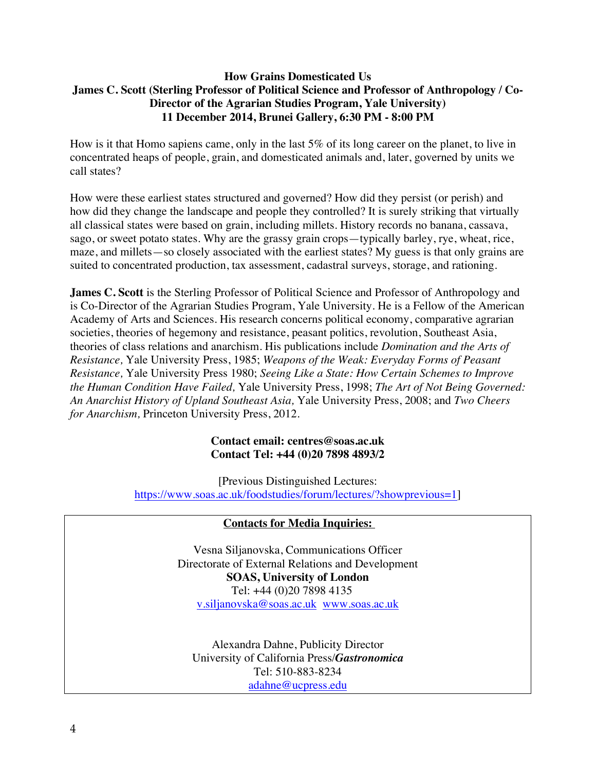**How Grains Domesticated Us**
**James C. Scott (Sterling Professor of Political Science and Professor of Anthropology / Co-Director of the Agrarian Studies Program, Yale University)**
**11 December 2014, Brunei Gallery, 6:30 PM - 8:00 PM**

How is it that Homo sapiens came, only in the last 5% of its long career on the planet, to live in concentrated heaps of people, grain, and domesticated animals and, later, governed by units we call states?

How were these earliest states structured and governed? How did they persist (or perish) and how did they change the landscape and people they controlled? It is surely striking that virtually all classical states were based on grain, including millets. History records no banana, cassava, sago, or sweet potato states. Why are the grassy grain crops—typically barley, rye, wheat, rice, maze, and millets—so closely associated with the earliest states? My guess is that only grains are suited to concentrated production, tax assessment, cadastral surveys, storage, and rationing.

**James C. Scott** is the Sterling Professor of Political Science and Professor of Anthropology and is Co-Director of the Agrarian Studies Program, Yale University. He is a Fellow of the American Academy of Arts and Sciences. His research concerns political economy, comparative agrarian societies, theories of hegemony and resistance, peasant politics, revolution, Southeast Asia, theories of class relations and anarchism. His publications include *Domination and the Arts of Resistance,* Yale University Press, 1985; *Weapons of the Weak: Everyday Forms of Peasant Resistance,* Yale University Press 1980; *Seeing Like a State: How Certain Schemes to Improve the Human Condition Have Failed,* Yale University Press, 1998; *The Art of Not Being Governed: An Anarchist History of Upland Southeast Asia,* Yale University Press, 2008; and *Two Cheers for Anarchism,* Princeton University Press, 2012.

**Contact email: centres@soas.ac.uk**
**Contact Tel: +44 (0)20 7898 4893/2**

[Previous Distinguished Lectures: https://www.soas.ac.uk/foodstudies/forum/lectures/?showprevious=1]

**Contacts for Media Inquiries:**

Vesna Siljanovska, Communications Officer
Directorate of External Relations and Development
**SOAS, University of London**
Tel: +44 (0)20 7898 4135
v.siljanovska@soas.ac.uk www.soas.ac.uk

Alexandra Dahne, Publicity Director
University of California Press/***Gastronomica***
Tel: 510-883-8234
adahne@ucpress.edu